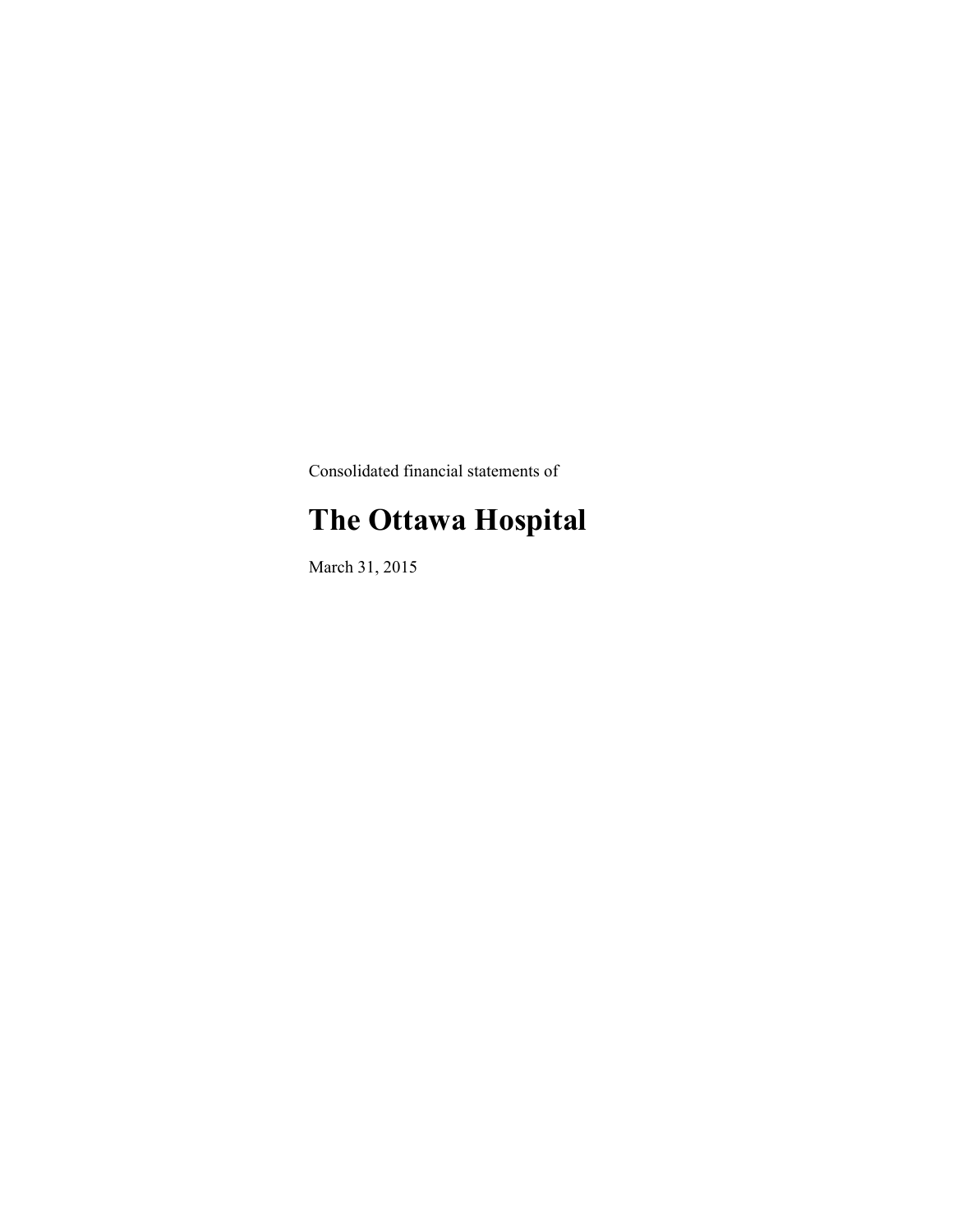Consolidated financial statements of

# The Ottawa Hospital

March 31, 2015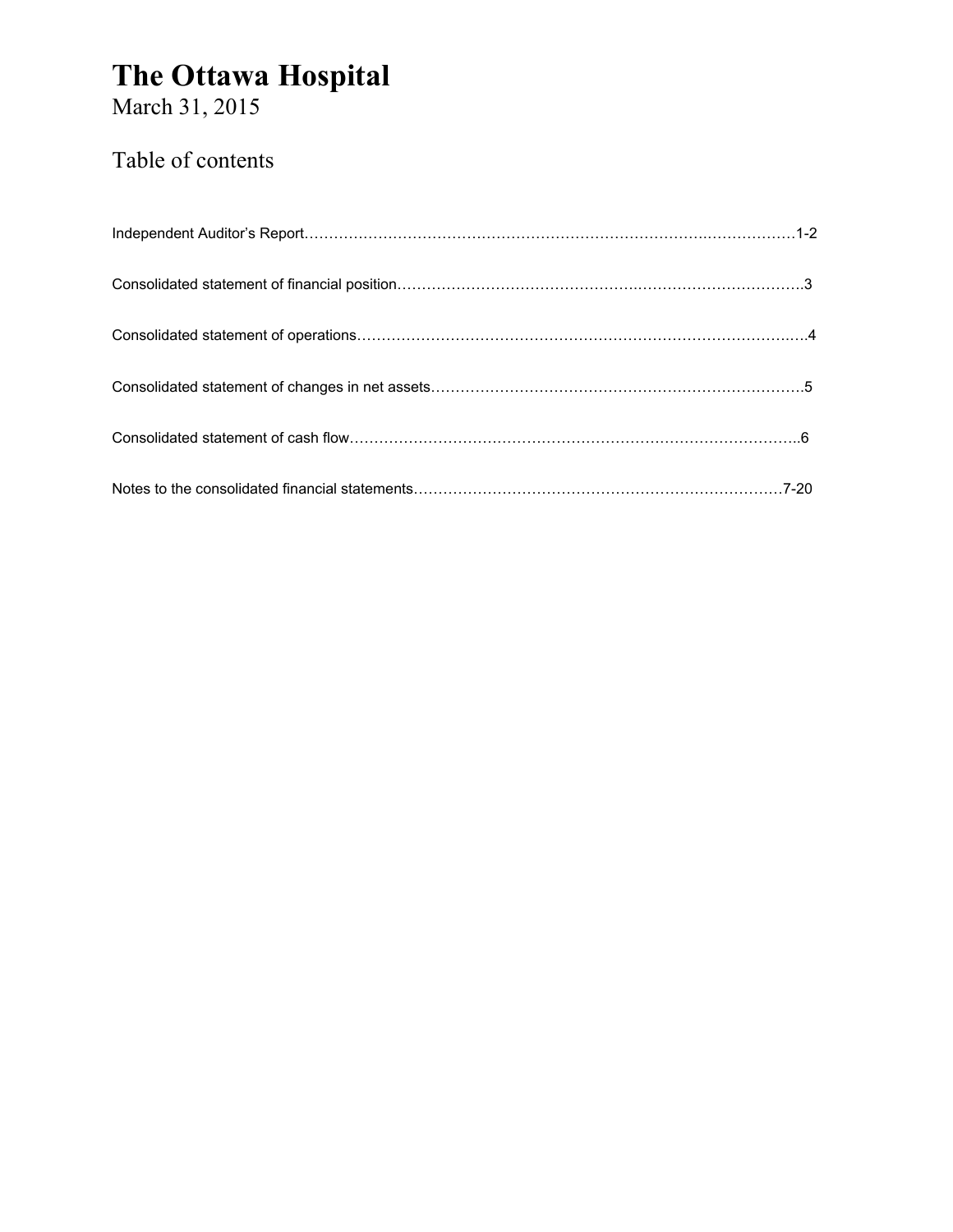# The Ottawa Hospital

March 31, 2015

## Table of contents

| | |
|---|---|
| Independent Auditor's Report | 1-2 |
| Consolidated statement of financial position | 3 |
| Consolidated statement of operations | 4 |
| Consolidated statement of changes in net assets | 5 |
| Consolidated statement of cash flow | 6 |
| Notes to the consolidated financial statements | 7-20 |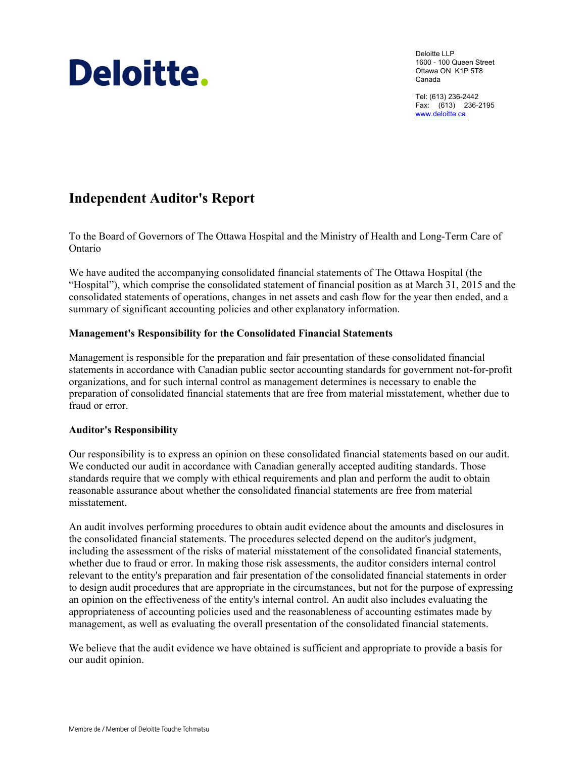Deloitte.

Deloitte LLP
1600 - 100 Queen Street
Ottawa ON K1P 5T8
Canada

Tel: (613) 236-2442
Fax: (613) 236-2195
www.deloitte.ca

# Independent Auditor's Report

To the Board of Governors of The Ottawa Hospital and the Ministry of Health and Long-Term Care of Ontario

We have audited the accompanying consolidated financial statements of The Ottawa Hospital (the "Hospital"), which comprise the consolidated statement of financial position as at March 31, 2015 and the consolidated statements of operations, changes in net assets and cash flow for the year then ended, and a summary of significant accounting policies and other explanatory information.

### Management's Responsibility for the Consolidated Financial Statements

Management is responsible for the preparation and fair presentation of these consolidated financial statements in accordance with Canadian public sector accounting standards for government not-for-profit organizations, and for such internal control as management determines is necessary to enable the preparation of consolidated financial statements that are free from material misstatement, whether due to fraud or error.

### Auditor's Responsibility

Our responsibility is to express an opinion on these consolidated financial statements based on our audit. We conducted our audit in accordance with Canadian generally accepted auditing standards. Those standards require that we comply with ethical requirements and plan and perform the audit to obtain reasonable assurance about whether the consolidated financial statements are free from material misstatement.

An audit involves performing procedures to obtain audit evidence about the amounts and disclosures in the consolidated financial statements. The procedures selected depend on the auditor's judgment, including the assessment of the risks of material misstatement of the consolidated financial statements, whether due to fraud or error. In making those risk assessments, the auditor considers internal control relevant to the entity's preparation and fair presentation of the consolidated financial statements in order to design audit procedures that are appropriate in the circumstances, but not for the purpose of expressing an opinion on the effectiveness of the entity's internal control. An audit also includes evaluating the appropriateness of accounting policies used and the reasonableness of accounting estimates made by management, as well as evaluating the overall presentation of the consolidated financial statements.

We believe that the audit evidence we have obtained is sufficient and appropriate to provide a basis for our audit opinion.

Membre de / Member of Deloitte Touche Tohmatsu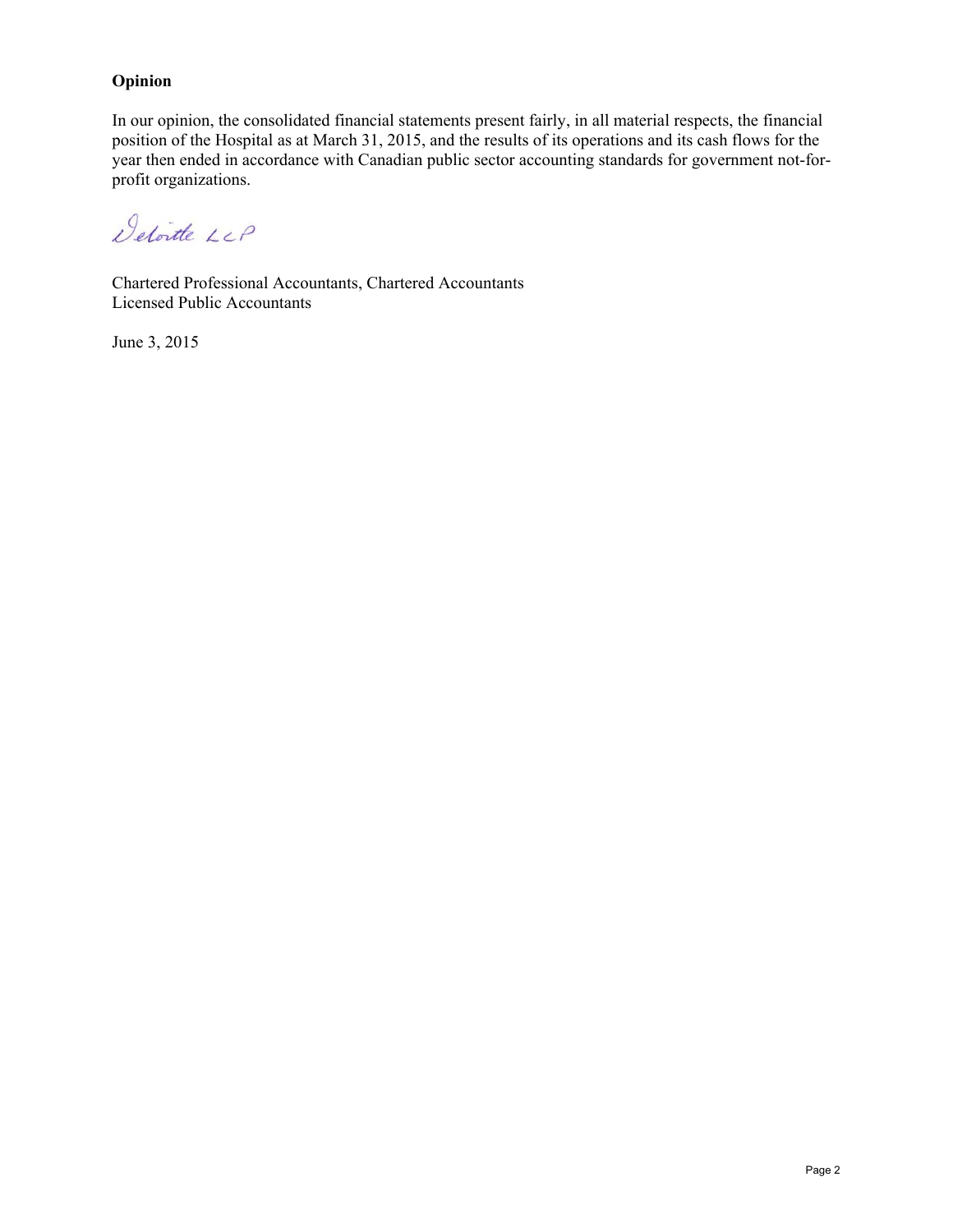## Opinion

In our opinion, the consolidated financial statements present fairly, in all material respects, the financial position of the Hospital as at March 31, 2015, and the results of its operations and its cash flows for the year then ended in accordance with Canadian public sector accounting standards for government not-for-profit organizations.

Deloitte LLP

Chartered Professional Accountants, Chartered Accountants
Licensed Public Accountants

June 3, 2015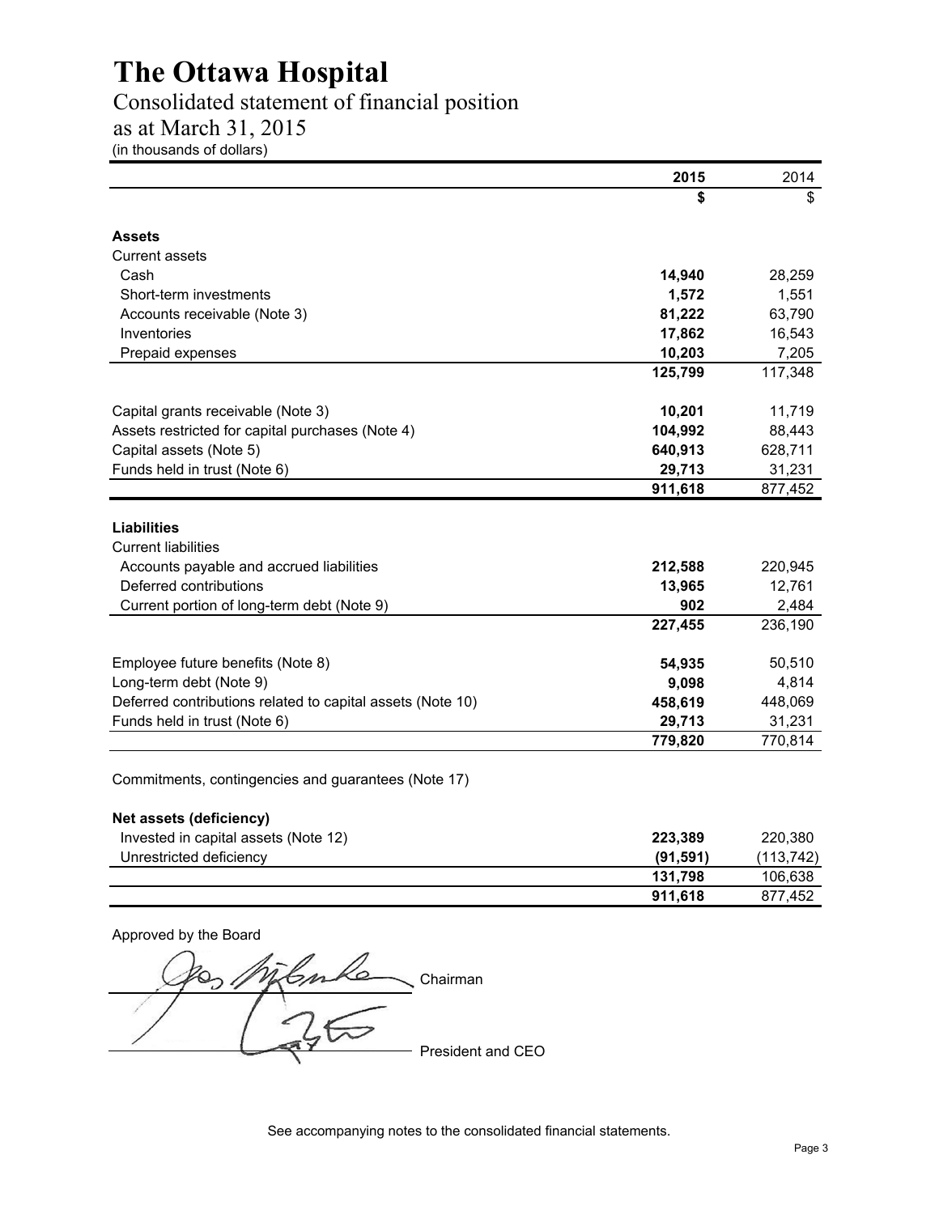# The Ottawa Hospital

## Consolidated statement of financial position

## as at March 31, 2015

(in thousands of dollars)

| | **2015** | 2014 |
|---|---|---|
| | **$** | $ |
| **Assets** | | |
| Current assets | | |
| Cash | **14,940** | 28,259 |
| Short-term investments | **1,572** | 1,551 |
| Accounts receivable (Note 3) | **81,222** | 63,790 |
| Inventories | **17,862** | 16,543 |
| Prepaid expenses | **10,203** | 7,205 |
| | **125,799** | 117,348 |
| Capital grants receivable (Note 3) | **10,201** | 11,719 |
| Assets restricted for capital purchases (Note 4) | **104,992** | 88,443 |
| Capital assets (Note 5) | **640,913** | 628,711 |
| Funds held in trust (Note 6) | **29,713** | 31,231 |
| | **911,618** | 877,452 |
| **Liabilities** | | |
| Current liabilities | | |
| Accounts payable and accrued liabilities | **212,588** | 220,945 |
| Deferred contributions | **13,965** | 12,761 |
| Current portion of long-term debt (Note 9) | **902** | 2,484 |
| | **227,455** | 236,190 |
| Employee future benefits (Note 8) | **54,935** | 50,510 |
| Long-term debt (Note 9) | **9,098** | 4,814 |
| Deferred contributions related to capital assets (Note 10) | **458,619** | 448,069 |
| Funds held in trust (Note 6) | **29,713** | 31,231 |
| | **779,820** | 770,814 |
| Commitments, contingencies and guarantees (Note 17) | | |
| **Net assets (deficiency)** | | |
| Invested in capital assets (Note 12) | **223,389** | 220,380 |
| Unrestricted deficiency | **(91,591)** | (113,742) |
| | **131,798** | 106,638 |
| | **911,618** | 877,452 |

Approved by the Board

_______________ Chairman

_______________ President and CEO

See accompanying notes to the consolidated financial statements.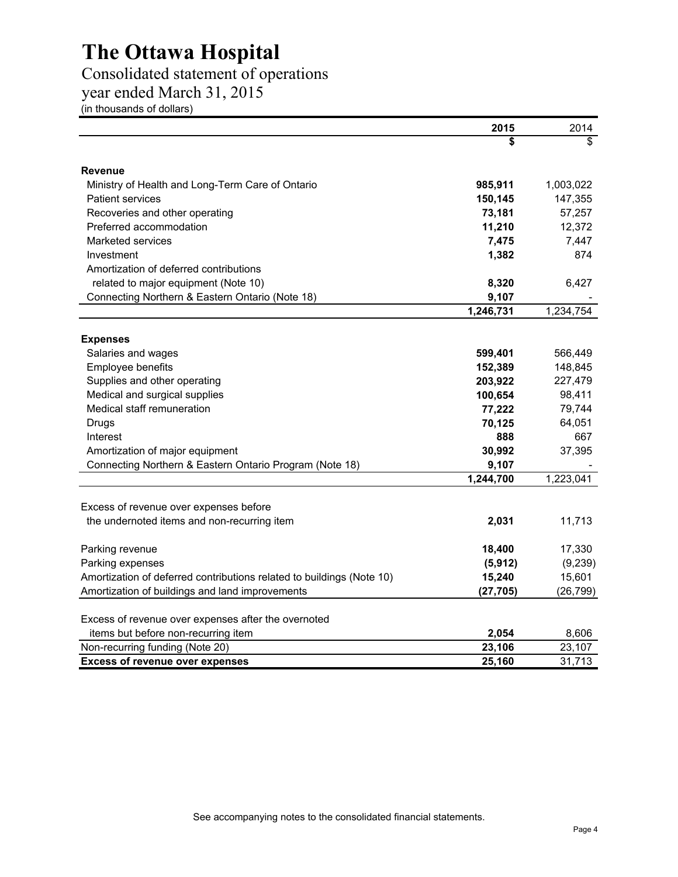# The Ottawa Hospital

## Consolidated statement of operations

## year ended March 31, 2015

(in thousands of dollars)

| | 2015 | 2014 |
|---|---|---|
| | **$** | $ |
| **Revenue** | | |
| Ministry of Health and Long-Term Care of Ontario | **985,911** | 1,003,022 |
| Patient services | **150,145** | 147,355 |
| Recoveries and other operating | **73,181** | 57,257 |
| Preferred accommodation | **11,210** | 12,372 |
| Marketed services | **7,475** | 7,447 |
| Investment | **1,382** | 874 |
| Amortization of deferred contributions related to major equipment (Note 10) | **8,320** | 6,427 |
| Connecting Northern & Eastern Ontario (Note 18) | **9,107** | - |
| | **1,246,731** | 1,234,754 |
| **Expenses** | | |
| Salaries and wages | **599,401** | 566,449 |
| Employee benefits | **152,389** | 148,845 |
| Supplies and other operating | **203,922** | 227,479 |
| Medical and surgical supplies | **100,654** | 98,411 |
| Medical staff remuneration | **77,222** | 79,744 |
| Drugs | **70,125** | 64,051 |
| Interest | **888** | 667 |
| Amortization of major equipment | **30,992** | 37,395 |
| Connecting Northern & Eastern Ontario Program (Note 18) | **9,107** | - |
| | **1,244,700** | 1,223,041 |
| Excess of revenue over expenses before the undernoted items and non-recurring item | **2,031** | 11,713 |
| Parking revenue | **18,400** | 17,330 |
| Parking expenses | **(5,912)** | (9,239) |
| Amortization of deferred contributions related to buildings (Note 10) | **15,240** | 15,601 |
| Amortization of buildings and land improvements | **(27,705)** | (26,799) |
| Excess of revenue over expenses after the overnoted items but before non-recurring item | **2,054** | 8,606 |
| Non-recurring funding (Note 20) | **23,106** | 23,107 |
| **Excess of revenue over expenses** | **25,160** | 31,713 |

See accompanying notes to the consolidated financial statements.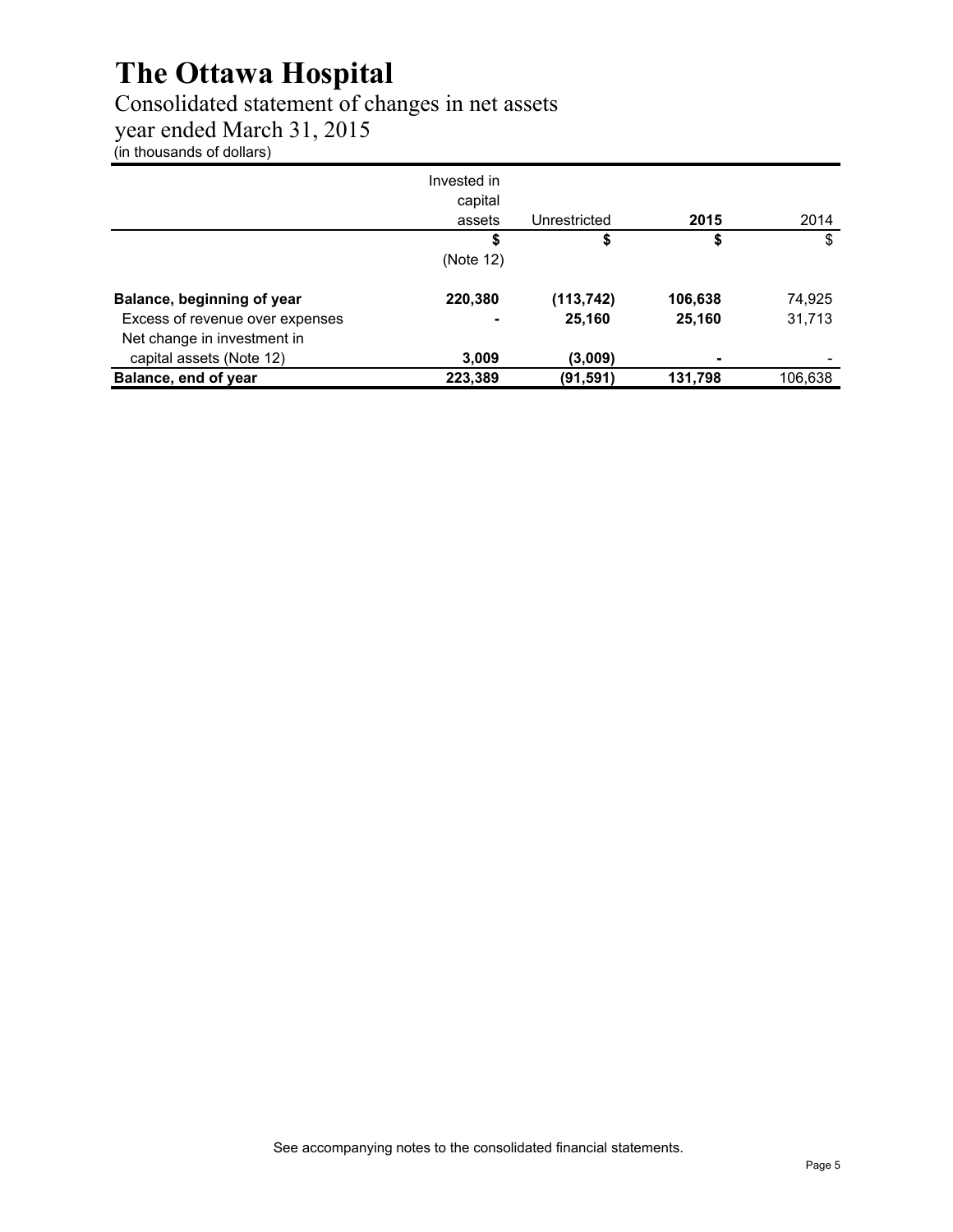# The Ottawa Hospital

Consolidated statement of changes in net assets
year ended March 31, 2015
(in thousands of dollars)

| | Invested in capital assets | Unrestricted | **2015** | 2014 |
|---|---|---|---|---|
| | **$** (Note 12) | **$** | **$** | $ |
| **Balance, beginning of year** | **220,380** | **(113,742)** | **106,638** | 74,925 |
| Excess of revenue over expenses | **-** | **25,160** | **25,160** | 31,713 |
| Net change in investment in capital assets (Note 12) | **3,009** | **(3,009)** | **-** | - |
| **Balance, end of year** | **223,389** | **(91,591)** | **131,798** | 106,638 |

See accompanying notes to the consolidated financial statements.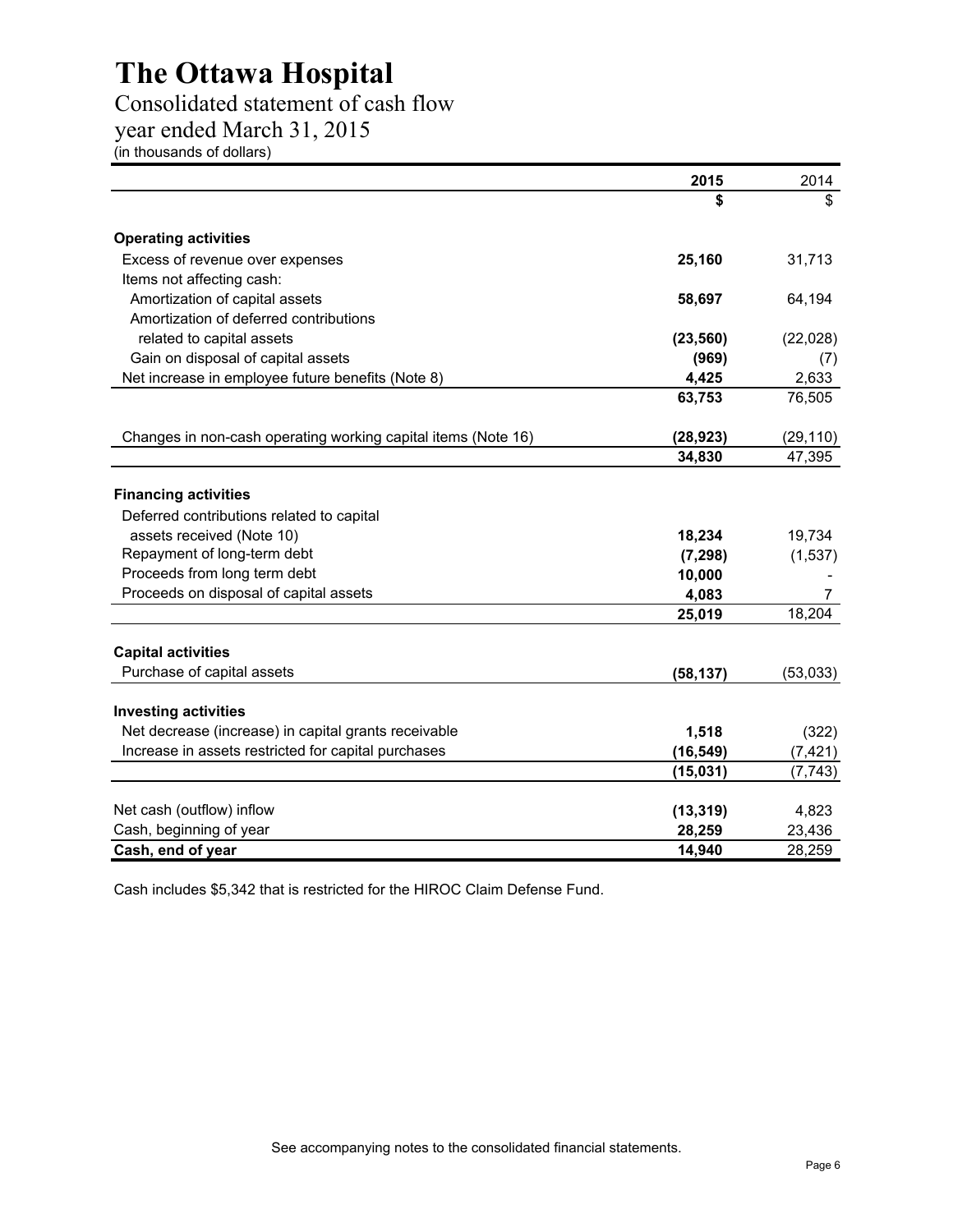# The Ottawa Hospital

## Consolidated statement of cash flow

## year ended March 31, 2015

(in thousands of dollars)

| | **2015** | 2014 |
|---|---|---|
| | **$** | $ |
| **Operating activities** | | |
| Excess of revenue over expenses | **25,160** | 31,713 |
| Items not affecting cash: | | |
| Amortization of capital assets | **58,697** | 64,194 |
| Amortization of deferred contributions related to capital assets | **(23,560)** | (22,028) |
| Gain on disposal of capital assets | **(969)** | (7) |
| Net increase in employee future benefits (Note 8) | **4,425** | 2,633 |
| | **63,753** | 76,505 |
| Changes in non-cash operating working capital items (Note 16) | **(28,923)** | (29,110) |
| | **34,830** | 47,395 |
| **Financing activities** | | |
| Deferred contributions related to capital assets received (Note 10) | **18,234** | 19,734 |
| Repayment of long-term debt | **(7,298)** | (1,537) |
| Proceeds from long term debt | **10,000** | - |
| Proceeds on disposal of capital assets | **4,083** | 7 |
| | **25,019** | 18,204 |
| **Capital activities** | | |
| Purchase of capital assets | **(58,137)** | (53,033) |
| **Investing activities** | | |
| Net decrease (increase) in capital grants receivable | **1,518** | (322) |
| Increase in assets restricted for capital purchases | **(16,549)** | (7,421) |
| | **(15,031)** | (7,743) |
| Net cash (outflow) inflow | **(13,319)** | 4,823 |
| Cash, beginning of year | **28,259** | 23,436 |
| **Cash, end of year** | **14,940** | 28,259 |

Cash includes $5,342 that is restricted for the HIROC Claim Defense Fund.

See accompanying notes to the consolidated financial statements.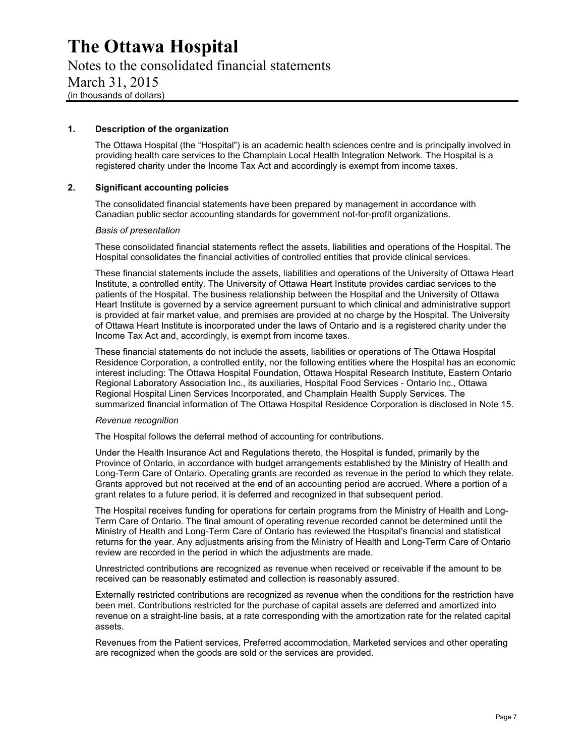# The Ottawa Hospital

Notes to the consolidated financial statements

March 31, 2015

(in thousands of dollars)

## 1. Description of the organization

The Ottawa Hospital (the "Hospital") is an academic health sciences centre and is principally involved in providing health care services to the Champlain Local Health Integration Network. The Hospital is a registered charity under the Income Tax Act and accordingly is exempt from income taxes.

## 2. Significant accounting policies

The consolidated financial statements have been prepared by management in accordance with Canadian public sector accounting standards for government not-for-profit organizations.

*Basis of presentation*

These consolidated financial statements reflect the assets, liabilities and operations of the Hospital. The Hospital consolidates the financial activities of controlled entities that provide clinical services.

These financial statements include the assets, liabilities and operations of the University of Ottawa Heart Institute, a controlled entity. The University of Ottawa Heart Institute provides cardiac services to the patients of the Hospital. The business relationship between the Hospital and the University of Ottawa Heart Institute is governed by a service agreement pursuant to which clinical and administrative support is provided at fair market value, and premises are provided at no charge by the Hospital. The University of Ottawa Heart Institute is incorporated under the laws of Ontario and is a registered charity under the Income Tax Act and, accordingly, is exempt from income taxes.

These financial statements do not include the assets, liabilities or operations of The Ottawa Hospital Residence Corporation, a controlled entity, nor the following entities where the Hospital has an economic interest including: The Ottawa Hospital Foundation, Ottawa Hospital Research Institute, Eastern Ontario Regional Laboratory Association Inc., its auxiliaries, Hospital Food Services - Ontario Inc., Ottawa Regional Hospital Linen Services Incorporated, and Champlain Health Supply Services. The summarized financial information of The Ottawa Hospital Residence Corporation is disclosed in Note 15.

*Revenue recognition*

The Hospital follows the deferral method of accounting for contributions.

Under the Health Insurance Act and Regulations thereto, the Hospital is funded, primarily by the Province of Ontario, in accordance with budget arrangements established by the Ministry of Health and Long-Term Care of Ontario. Operating grants are recorded as revenue in the period to which they relate. Grants approved but not received at the end of an accounting period are accrued. Where a portion of a grant relates to a future period, it is deferred and recognized in that subsequent period.

The Hospital receives funding for operations for certain programs from the Ministry of Health and Long-Term Care of Ontario. The final amount of operating revenue recorded cannot be determined until the Ministry of Health and Long-Term Care of Ontario has reviewed the Hospital's financial and statistical returns for the year. Any adjustments arising from the Ministry of Health and Long-Term Care of Ontario review are recorded in the period in which the adjustments are made.

Unrestricted contributions are recognized as revenue when received or receivable if the amount to be received can be reasonably estimated and collection is reasonably assured.

Externally restricted contributions are recognized as revenue when the conditions for the restriction have been met. Contributions restricted for the purchase of capital assets are deferred and amortized into revenue on a straight-line basis, at a rate corresponding with the amortization rate for the related capital assets.

Revenues from the Patient services, Preferred accommodation, Marketed services and other operating are recognized when the goods are sold or the services are provided.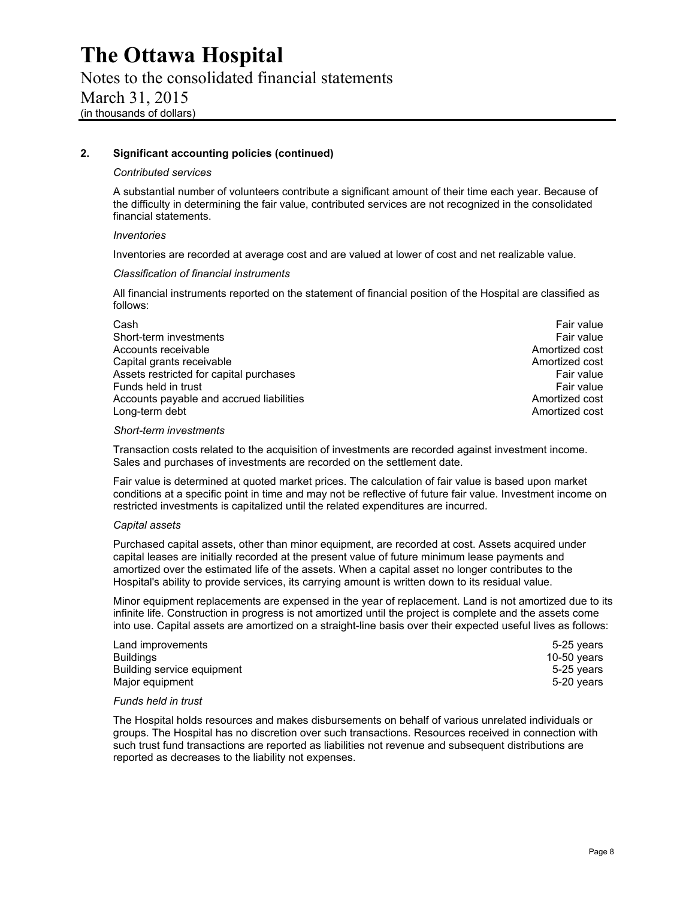## 2. Significant accounting policies (continued)

*Contributed services*

A substantial number of volunteers contribute a significant amount of their time each year. Because of the difficulty in determining the fair value, contributed services are not recognized in the consolidated financial statements.

*Inventories*

Inventories are recorded at average cost and are valued at lower of cost and net realizable value.

*Classification of financial instruments*

All financial instruments reported on the statement of financial position of the Hospital are classified as follows:

| | |
|---|---|
| Cash | Fair value |
| Short-term investments | Fair value |
| Accounts receivable | Amortized cost |
| Capital grants receivable | Amortized cost |
| Assets restricted for capital purchases | Fair value |
| Funds held in trust | Fair value |
| Accounts payable and accrued liabilities | Amortized cost |
| Long-term debt | Amortized cost |

*Short-term investments*

Transaction costs related to the acquisition of investments are recorded against investment income. Sales and purchases of investments are recorded on the settlement date.

Fair value is determined at quoted market prices. The calculation of fair value is based upon market conditions at a specific point in time and may not be reflective of future fair value. Investment income on restricted investments is capitalized until the related expenditures are incurred.

*Capital assets*

Purchased capital assets, other than minor equipment, are recorded at cost. Assets acquired under capital leases are initially recorded at the present value of future minimum lease payments and amortized over the estimated life of the assets. When a capital asset no longer contributes to the Hospital's ability to provide services, its carrying amount is written down to its residual value.

Minor equipment replacements are expensed in the year of replacement. Land is not amortized due to its infinite life. Construction in progress is not amortized until the project is complete and the assets come into use. Capital assets are amortized on a straight-line basis over their expected useful lives as follows:

| | |
|---|---|
| Land improvements | 5-25 years |
| Buildings | 10-50 years |
| Building service equipment | 5-25 years |
| Major equipment | 5-20 years |

*Funds held in trust*

The Hospital holds resources and makes disbursements on behalf of various unrelated individuals or groups. The Hospital has no discretion over such transactions. Resources received in connection with such trust fund transactions are reported as liabilities not revenue and subsequent distributions are reported as decreases to the liability not expenses.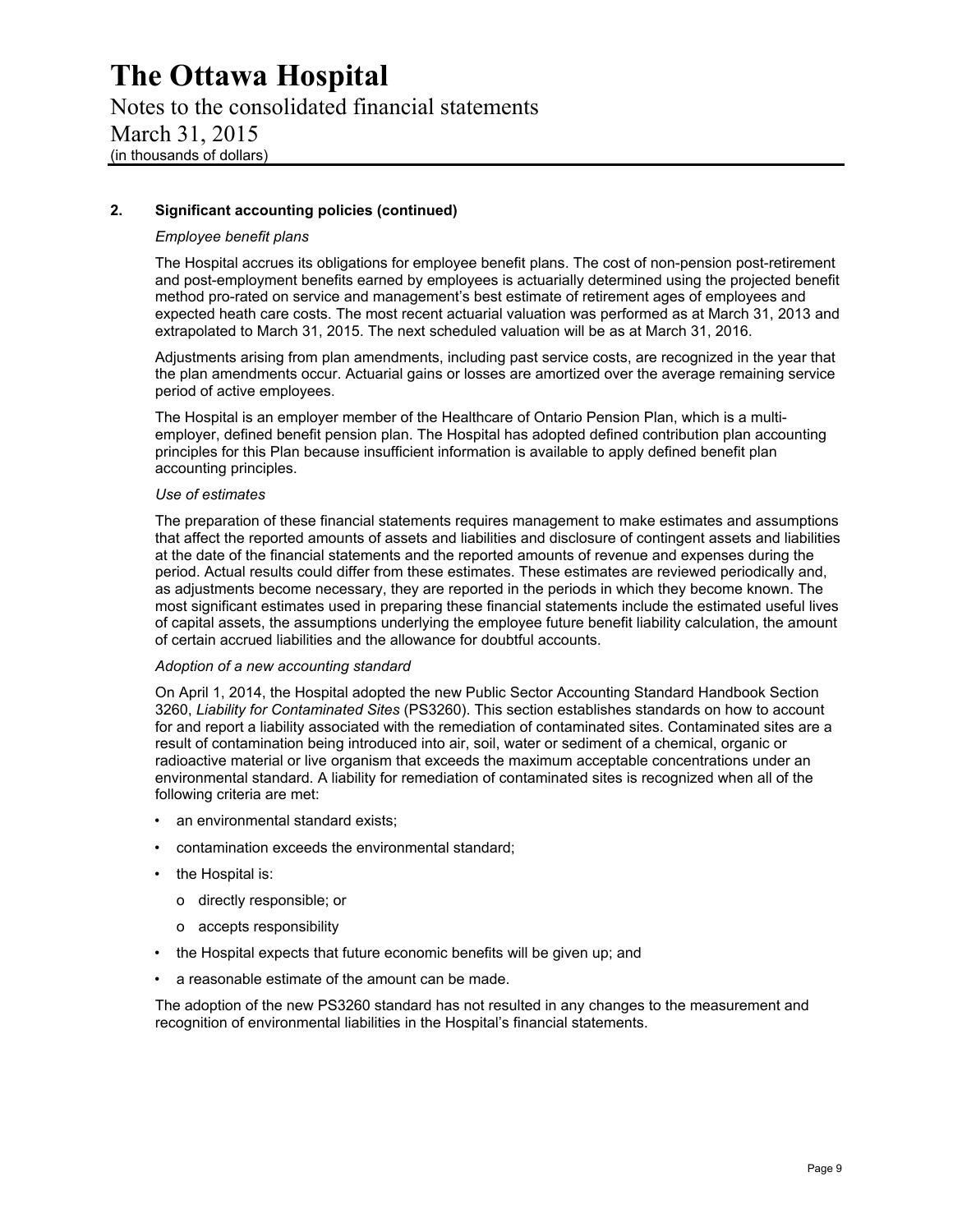## 2. Significant accounting policies (continued)

*Employee benefit plans*

The Hospital accrues its obligations for employee benefit plans. The cost of non-pension post-retirement and post-employment benefits earned by employees is actuarially determined using the projected benefit method pro-rated on service and management's best estimate of retirement ages of employees and expected heath care costs. The most recent actuarial valuation was performed as at March 31, 2013 and extrapolated to March 31, 2015. The next scheduled valuation will be as at March 31, 2016.

Adjustments arising from plan amendments, including past service costs, are recognized in the year that the plan amendments occur. Actuarial gains or losses are amortized over the average remaining service period of active employees.

The Hospital is an employer member of the Healthcare of Ontario Pension Plan, which is a multi-employer, defined benefit pension plan. The Hospital has adopted defined contribution plan accounting principles for this Plan because insufficient information is available to apply defined benefit plan accounting principles.

*Use of estimates*

The preparation of these financial statements requires management to make estimates and assumptions that affect the reported amounts of assets and liabilities and disclosure of contingent assets and liabilities at the date of the financial statements and the reported amounts of revenue and expenses during the period. Actual results could differ from these estimates. These estimates are reviewed periodically and, as adjustments become necessary, they are reported in the periods in which they become known. The most significant estimates used in preparing these financial statements include the estimated useful lives of capital assets, the assumptions underlying the employee future benefit liability calculation, the amount of certain accrued liabilities and the allowance for doubtful accounts.

*Adoption of a new accounting standard*

On April 1, 2014, the Hospital adopted the new Public Sector Accounting Standard Handbook Section 3260, *Liability for Contaminated Sites* (PS3260). This section establishes standards on how to account for and report a liability associated with the remediation of contaminated sites. Contaminated sites are a result of contamination being introduced into air, soil, water or sediment of a chemical, organic or radioactive material or live organism that exceeds the maximum acceptable concentrations under an environmental standard. A liability for remediation of contaminated sites is recognized when all of the following criteria are met:

- an environmental standard exists;
- contamination exceeds the environmental standard;
- the Hospital is:
  - directly responsible; or
  - accepts responsibility
- the Hospital expects that future economic benefits will be given up; and
- a reasonable estimate of the amount can be made.

The adoption of the new PS3260 standard has not resulted in any changes to the measurement and recognition of environmental liabilities in the Hospital's financial statements.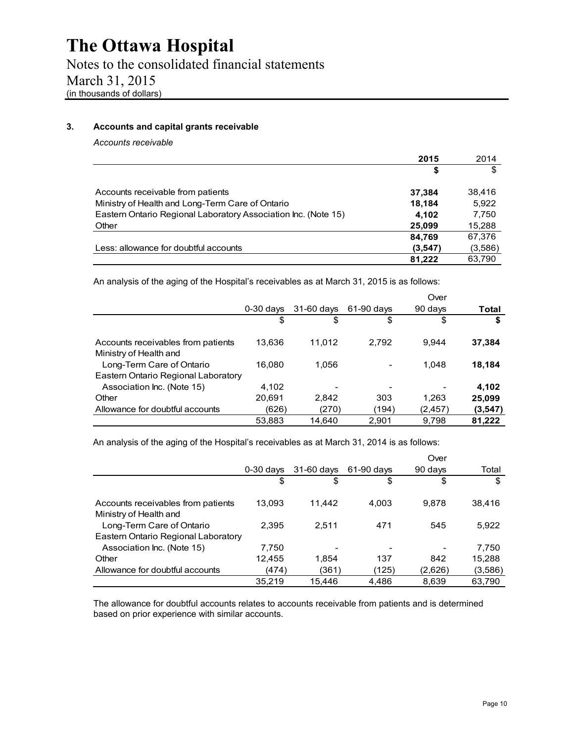## 3. Accounts and capital grants receivable

*Accounts receivable*

| | **2015** | 2014 |
|---|---|---|
| | **$** | $ |
| Accounts receivable from patients | **37,384** | 38,416 |
| Ministry of Health and Long-Term Care of Ontario | **18,184** | 5,922 |
| Eastern Ontario Regional Laboratory Association Inc. (Note 15) | **4,102** | 7,750 |
| Other | **25,099** | 15,288 |
| | **84,769** | 67,376 |
| Less: allowance for doubtful accounts | **(3,547)** | (3,586) |
| | **81,222** | 63,790 |

An analysis of the aging of the Hospital's receivables as at March 31, 2015 is as follows:

| | 0-30 days | 31-60 days | 61-90 days | Over 90 days | **Total** |
|---|---|---|---|---|---|
| | $ | $ | $ | $ | **$** |
| Accounts receivables from patients | 13,636 | 11,012 | 2,792 | 9,944 | **37,384** |
| Ministry of Health and Long-Term Care of Ontario | 16,080 | 1,056 | - | 1,048 | **18,184** |
| Eastern Ontario Regional Laboratory Association Inc. (Note 15) | 4,102 | - | - | - | **4,102** |
| Other | 20,691 | 2,842 | 303 | 1,263 | **25,099** |
| Allowance for doubtful accounts | (626) | (270) | (194) | (2,457) | **(3,547)** |
| | 53,883 | 14,640 | 2,901 | 9,798 | **81,222** |

An analysis of the aging of the Hospital's receivables as at March 31, 2014 is as follows:

| | 0-30 days | 31-60 days | 61-90 days | Over 90 days | Total |
|---|---|---|---|---|---|
| | $ | $ | $ | $ | $ |
| Accounts receivables from patients | 13,093 | 11,442 | 4,003 | 9,878 | 38,416 |
| Ministry of Health and Long-Term Care of Ontario | 2,395 | 2,511 | 471 | 545 | 5,922 |
| Eastern Ontario Regional Laboratory Association Inc. (Note 15) | 7,750 | - | - | - | 7,750 |
| Other | 12,455 | 1,854 | 137 | 842 | 15,288 |
| Allowance for doubtful accounts | (474) | (361) | (125) | (2,626) | (3,586) |
| | 35,219 | 15,446 | 4,486 | 8,639 | 63,790 |

The allowance for doubtful accounts relates to accounts receivable from patients and is determined based on prior experience with similar accounts.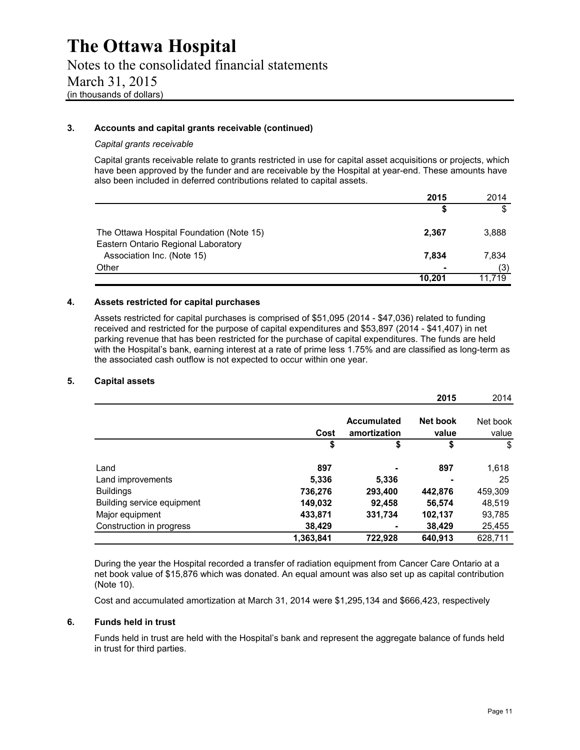### 3. Accounts and capital grants receivable (continued)

*Capital grants receivable*

Capital grants receivable relate to grants restricted in use for capital asset acquisitions or projects, which have been approved by the funder and are receivable by the Hospital at year-end. These amounts have also been included in deferred contributions related to capital assets.

| | **2015** | 2014 |
|---|---|---|
| | **$** | $ |
| The Ottawa Hospital Foundation (Note 15) | **2,367** | 3,888 |
| Eastern Ontario Regional Laboratory Association Inc. (Note 15) | **7,834** | 7,834 |
| Other | **-** | (3) |
| | **10,201** | 11,719 |

### 4. Assets restricted for capital purchases

Assets restricted for capital purchases is comprised of $51,095 (2014 - $47,036) related to funding received and restricted for the purpose of capital expenditures and $53,897 (2014 - $41,407) in net parking revenue that has been restricted for the purchase of capital expenditures. The funds are held with the Hospital's bank, earning interest at a rate of prime less 1.75% and are classified as long-term as the associated cash outflow is not expected to occur within one year.

### 5. Capital assets

| | | | **2015** | 2014 |
|---|---|---|---|---|
| | **Cost** | **Accumulated amortization** | **Net book value** | Net book value |
| | **$** | **$** | **$** | $ |
| Land | **897** | **-** | **897** | 1,618 |
| Land improvements | **5,336** | **5,336** | **-** | 25 |
| Buildings | **736,276** | **293,400** | **442,876** | 459,309 |
| Building service equipment | **149,032** | **92,458** | **56,574** | 48,519 |
| Major equipment | **433,871** | **331,734** | **102,137** | 93,785 |
| Construction in progress | **38,429** | **-** | **38,429** | 25,455 |
| | **1,363,841** | **722,928** | **640,913** | 628,711 |

During the year the Hospital recorded a transfer of radiation equipment from Cancer Care Ontario at a net book value of $15,876 which was donated. An equal amount was also set up as capital contribution (Note 10).

Cost and accumulated amortization at March 31, 2014 were $1,295,134 and $666,423, respectively

### 6. Funds held in trust

Funds held in trust are held with the Hospital's bank and represent the aggregate balance of funds held in trust for third parties.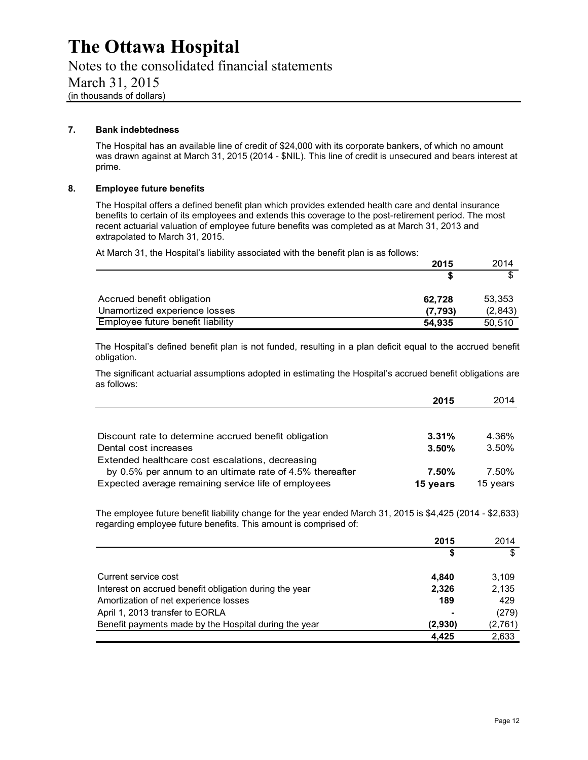# The Ottawa Hospital

Notes to the consolidated financial statements
March 31, 2015
(in thousands of dollars)

### 7. Bank indebtedness

The Hospital has an available line of credit of $24,000 with its corporate bankers, of which no amount was drawn against at March 31, 2015 (2014 - $NIL). This line of credit is unsecured and bears interest at prime.

### 8. Employee future benefits

The Hospital offers a defined benefit plan which provides extended health care and dental insurance benefits to certain of its employees and extends this coverage to the post-retirement period. The most recent actuarial valuation of employee future benefits was completed as at March 31, 2013 and extrapolated to March 31, 2015.

At March 31, the Hospital's liability associated with the benefit plan is as follows:

| | 2015 | 2014 |
|---|---|---|
| | $ | $ |
| Accrued benefit obligation | 62,728 | 53,353 |
| Unamortized experience losses | (7,793) | (2,843) |
| Employee future benefit liability | 54,935 | 50,510 |

The Hospital's defined benefit plan is not funded, resulting in a plan deficit equal to the accrued benefit obligation.

The significant actuarial assumptions adopted in estimating the Hospital's accrued benefit obligations are as follows:

| | 2015 | 2014 |
|---|---|---|
| Discount rate to determine accrued benefit obligation | 3.31% | 4.36% |
| Dental cost increases | 3.50% | 3.50% |
| Extended healthcare cost escalations, decreasing by 0.5% per annum to an ultimate rate of 4.5% thereafter | 7.50% | 7.50% |
| Expected average remaining service life of employees | 15 years | 15 years |

The employee future benefit liability change for the year ended March 31, 2015 is $4,425 (2014 - $2,633) regarding employee future benefits. This amount is comprised of:

| | 2015 | 2014 |
|---|---|---|
| | $ | $ |
| Current service cost | 4,840 | 3,109 |
| Interest on accrued benefit obligation during the year | 2,326 | 2,135 |
| Amortization of net experience losses | 189 | 429 |
| April 1, 2013 transfer to EORLA | - | (279) |
| Benefit payments made by the Hospital during the year | (2,930) | (2,761) |
| | 4,425 | 2,633 |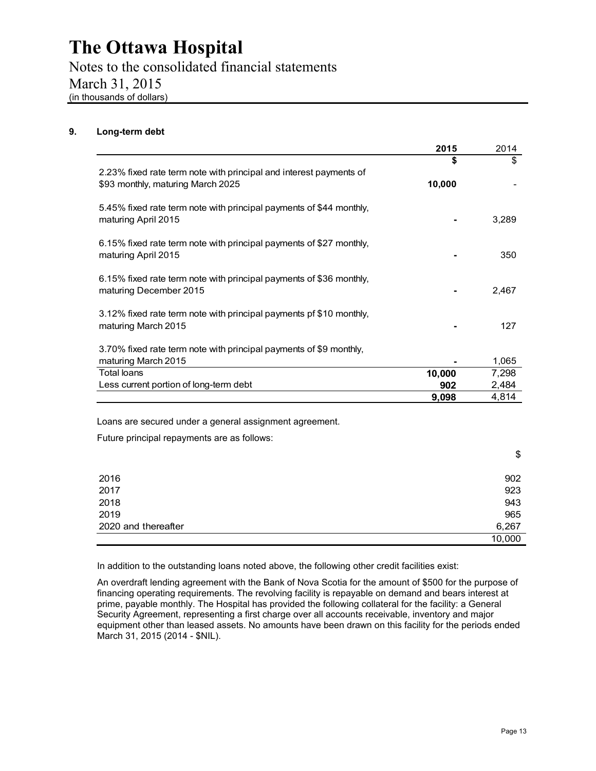# The Ottawa Hospital

Notes to the consolidated financial statements

March 31, 2015

(in thousands of dollars)

## 9. Long-term debt

| | **2015** | 2014 |
|---|---|---|
| | **$** | $ |
| 2.23% fixed rate term note with principal and interest payments of $93 monthly, maturing March 2025 | **10,000** | - |
| 5.45% fixed rate term note with principal payments of $44 monthly, maturing April 2015 | **-** | 3,289 |
| 6.15% fixed rate term note with principal payments of $27 monthly, maturing April 2015 | **-** | 350 |
| 6.15% fixed rate term note with principal payments of $36 monthly, maturing December 2015 | **-** | 2,467 |
| 3.12% fixed rate term note with principal payments pf $10 monthly, maturing March 2015 | **-** | 127 |
| 3.70% fixed rate term note with principal payments of $9 monthly, maturing March 2015 | **-** | 1,065 |
| Total loans | **10,000** | 7,298 |
| Less current portion of long-term debt | **902** | 2,484 |
| | **9,098** | 4,814 |

Loans are secured under a general assignment agreement.

Future principal repayments are as follows:

| | $ |
|---|---|
| 2016 | 902 |
| 2017 | 923 |
| 2018 | 943 |
| 2019 | 965 |
| 2020 and thereafter | 6,267 |
| | 10,000 |

In addition to the outstanding loans noted above, the following other credit facilities exist:

An overdraft lending agreement with the Bank of Nova Scotia for the amount of $500 for the purpose of financing operating requirements. The revolving facility is repayable on demand and bears interest at prime, payable monthly. The Hospital has provided the following collateral for the facility: a General Security Agreement, representing a first charge over all accounts receivable, inventory and major equipment other than leased assets. No amounts have been drawn on this facility for the periods ended March 31, 2015 (2014 - $NIL).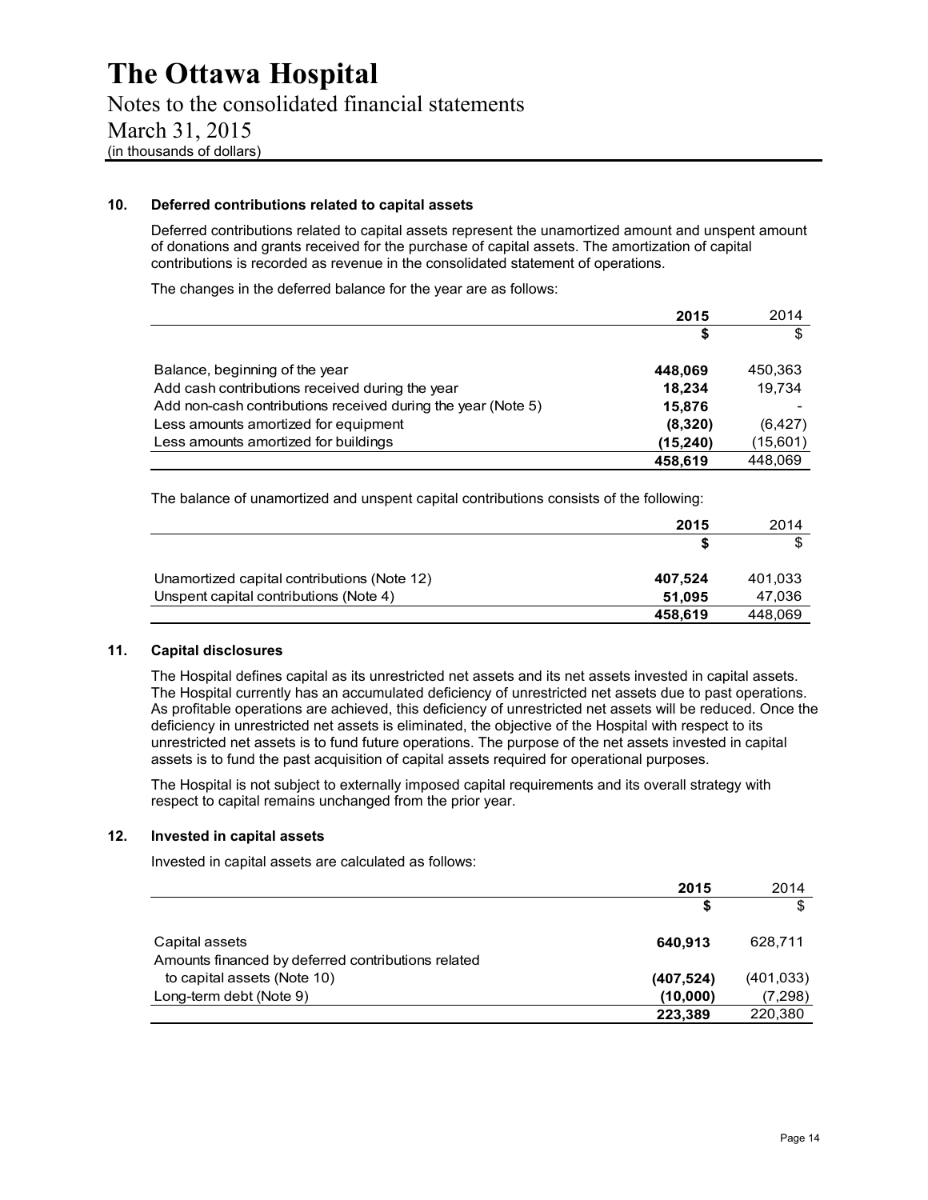# The Ottawa Hospital

Notes to the consolidated financial statements

March 31, 2015

(in thousands of dollars)

### 10. Deferred contributions related to capital assets

Deferred contributions related to capital assets represent the unamortized amount and unspent amount of donations and grants received for the purchase of capital assets. The amortization of capital contributions is recorded as revenue in the consolidated statement of operations.

The changes in the deferred balance for the year are as follows:

| | **2015** | 2014 |
|---|---|---|
| | **$** | $ |
| Balance, beginning of the year | **448,069** | 450,363 |
| Add cash contributions received during the year | **18,234** | 19,734 |
| Add non-cash contributions received during the year (Note 5) | **15,876** | - |
| Less amounts amortized for equipment | **(8,320)** | (6,427) |
| Less amounts amortized for buildings | **(15,240)** | (15,601) |
| | **458,619** | 448,069 |

The balance of unamortized and unspent capital contributions consists of the following:

| | **2015** | 2014 |
|---|---|---|
| | **$** | $ |
| Unamortized capital contributions (Note 12) | **407,524** | 401,033 |
| Unspent capital contributions (Note 4) | **51,095** | 47,036 |
| | **458,619** | 448,069 |

### 11. Capital disclosures

The Hospital defines capital as its unrestricted net assets and its net assets invested in capital assets. The Hospital currently has an accumulated deficiency of unrestricted net assets due to past operations. As profitable operations are achieved, this deficiency of unrestricted net assets will be reduced. Once the deficiency in unrestricted net assets is eliminated, the objective of the Hospital with respect to its unrestricted net assets is to fund future operations. The purpose of the net assets invested in capital assets is to fund the past acquisition of capital assets required for operational purposes.

The Hospital is not subject to externally imposed capital requirements and its overall strategy with respect to capital remains unchanged from the prior year.

### 12. Invested in capital assets

Invested in capital assets are calculated as follows:

| | **2015** | 2014 |
|---|---|---|
| | **$** | $ |
| Capital assets | **640,913** | 628,711 |
| Amounts financed by deferred contributions related to capital assets (Note 10) | **(407,524)** | (401,033) |
| Long-term debt (Note 9) | **(10,000)** | (7,298) |
| | **223,389** | 220,380 |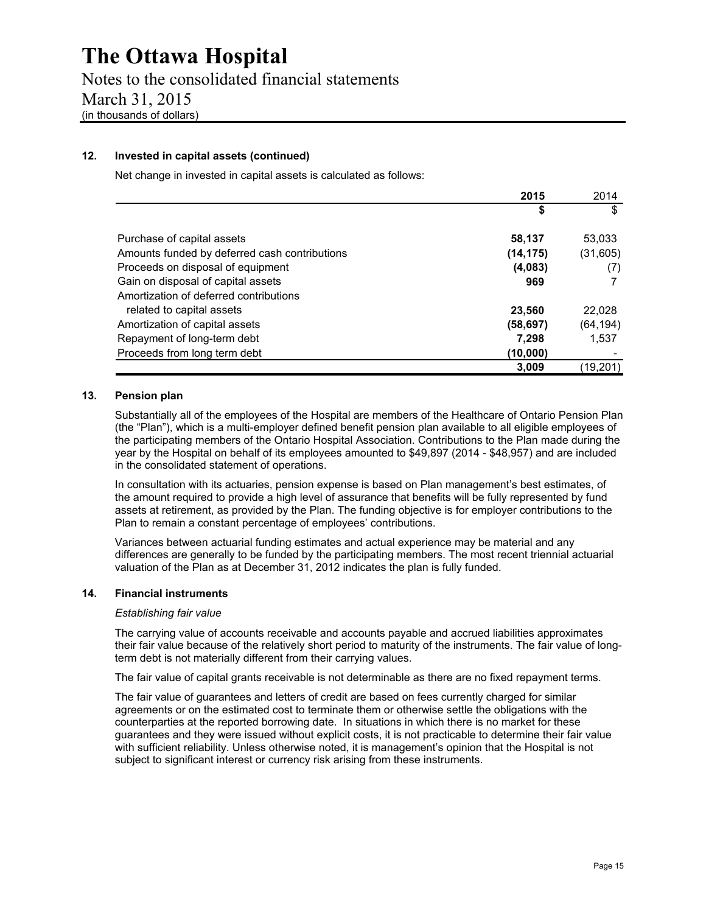## 12. Invested in capital assets (continued)

Net change in invested in capital assets is calculated as follows:

| | 2015 | 2014 |
|---|---|---|
| | **$** | $ |
| Purchase of capital assets | **58,137** | 53,033 |
| Amounts funded by deferred cash contributions | **(14,175)** | (31,605) |
| Proceeds on disposal of equipment | **(4,083)** | (7) |
| Gain on disposal of capital assets | **969** | 7 |
| Amortization of deferred contributions related to capital assets | **23,560** | 22,028 |
| Amortization of capital assets | **(58,697)** | (64,194) |
| Repayment of long-term debt | **7,298** | 1,537 |
| Proceeds from long term debt | **(10,000)** | - |
| | **3,009** | (19,201) |

## 13. Pension plan

Substantially all of the employees of the Hospital are members of the Healthcare of Ontario Pension Plan (the "Plan"), which is a multi-employer defined benefit pension plan available to all eligible employees of the participating members of the Ontario Hospital Association. Contributions to the Plan made during the year by the Hospital on behalf of its employees amounted to $49,897 (2014 - $48,957) and are included in the consolidated statement of operations.

In consultation with its actuaries, pension expense is based on Plan management's best estimates, of the amount required to provide a high level of assurance that benefits will be fully represented by fund assets at retirement, as provided by the Plan. The funding objective is for employer contributions to the Plan to remain a constant percentage of employees' contributions.

Variances between actuarial funding estimates and actual experience may be material and any differences are generally to be funded by the participating members. The most recent triennial actuarial valuation of the Plan as at December 31, 2012 indicates the plan is fully funded.

## 14. Financial instruments

*Establishing fair value*

The carrying value of accounts receivable and accounts payable and accrued liabilities approximates their fair value because of the relatively short period to maturity of the instruments. The fair value of long-term debt is not materially different from their carrying values.

The fair value of capital grants receivable is not determinable as there are no fixed repayment terms.

The fair value of guarantees and letters of credit are based on fees currently charged for similar agreements or on the estimated cost to terminate them or otherwise settle the obligations with the counterparties at the reported borrowing date. In situations in which there is no market for these guarantees and they were issued without explicit costs, it is not practicable to determine their fair value with sufficient reliability. Unless otherwise noted, it is management's opinion that the Hospital is not subject to significant interest or currency risk arising from these instruments.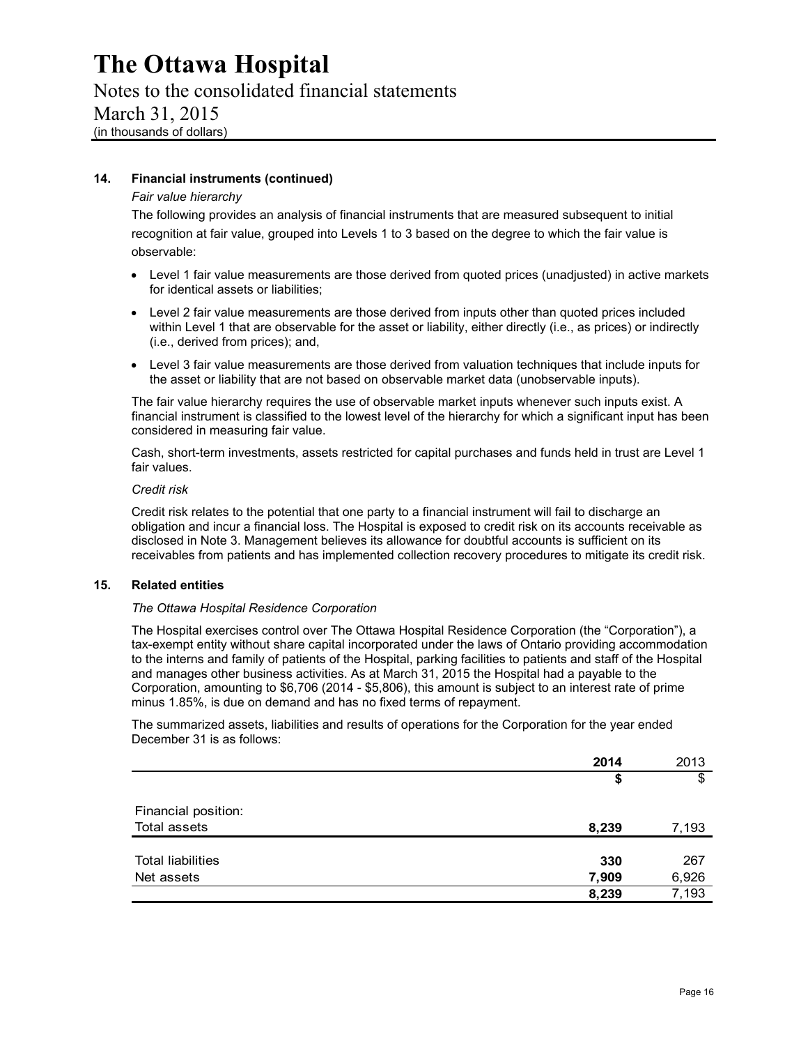## 14. Financial instruments (continued)

*Fair value hierarchy*

The following provides an analysis of financial instruments that are measured subsequent to initial recognition at fair value, grouped into Levels 1 to 3 based on the degree to which the fair value is observable:

- Level 1 fair value measurements are those derived from quoted prices (unadjusted) in active markets for identical assets or liabilities;
- Level 2 fair value measurements are those derived from inputs other than quoted prices included within Level 1 that are observable for the asset or liability, either directly (i.e., as prices) or indirectly (i.e., derived from prices); and,
- Level 3 fair value measurements are those derived from valuation techniques that include inputs for the asset or liability that are not based on observable market data (unobservable inputs).

The fair value hierarchy requires the use of observable market inputs whenever such inputs exist. A financial instrument is classified to the lowest level of the hierarchy for which a significant input has been considered in measuring fair value.

Cash, short-term investments, assets restricted for capital purchases and funds held in trust are Level 1 fair values.

*Credit risk*

Credit risk relates to the potential that one party to a financial instrument will fail to discharge an obligation and incur a financial loss. The Hospital is exposed to credit risk on its accounts receivable as disclosed in Note 3. Management believes its allowance for doubtful accounts is sufficient on its receivables from patients and has implemented collection recovery procedures to mitigate its credit risk.

## 15. Related entities

*The Ottawa Hospital Residence Corporation*

The Hospital exercises control over The Ottawa Hospital Residence Corporation (the "Corporation"), a tax-exempt entity without share capital incorporated under the laws of Ontario providing accommodation to the interns and family of patients of the Hospital, parking facilities to patients and staff of the Hospital and manages other business activities. As at March 31, 2015 the Hospital had a payable to the Corporation, amounting to $6,706 (2014 - $5,806), this amount is subject to an interest rate of prime minus 1.85%, is due on demand and has no fixed terms of repayment.

The summarized assets, liabilities and results of operations for the Corporation for the year ended December 31 is as follows:

| | **2014** | 2013 |
|---|---|---|
| | **$** | $ |
| Financial position: | | |
| Total assets | **8,239** | 7,193 |
| Total liabilities | **330** | 267 |
| Net assets | **7,909** | 6,926 |
| | **8,239** | 7,193 |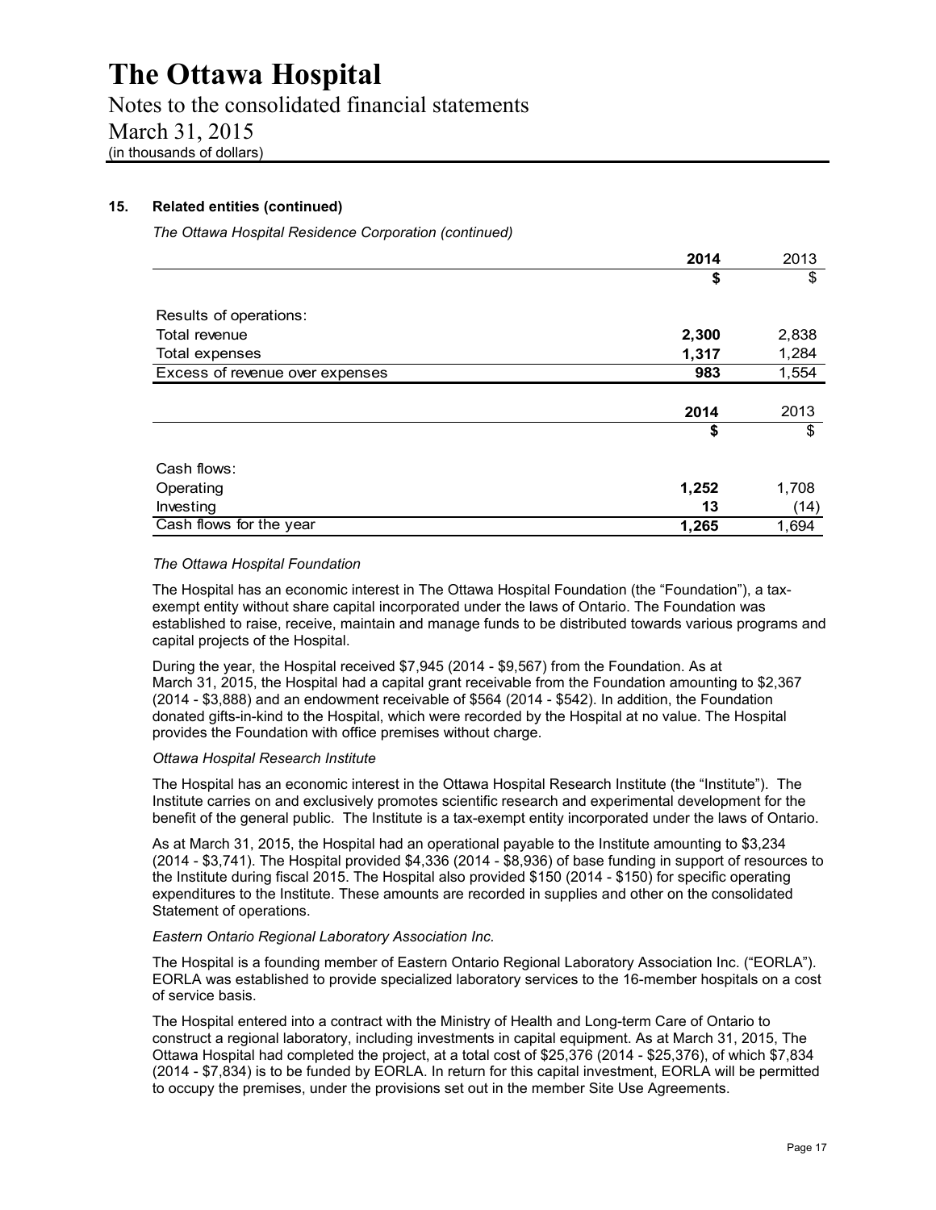## 15. Related entities (continued)

*The Ottawa Hospital Residence Corporation (continued)*

| | 2014 | 2013 |
|---|---|---|
| | **$** | $ |
| Results of operations: | | |
| Total revenue | **2,300** | 2,838 |
| Total expenses | **1,317** | 1,284 |
| Excess of revenue over expenses | **983** | 1,554 |

| | 2014 | 2013 |
|---|---|---|
| | **$** | $ |
| Cash flows: | | |
| Operating | **1,252** | 1,708 |
| Investing | **13** | (14) |
| Cash flows for the year | **1,265** | 1,694 |

*The Ottawa Hospital Foundation*

The Hospital has an economic interest in The Ottawa Hospital Foundation (the "Foundation"), a tax-exempt entity without share capital incorporated under the laws of Ontario. The Foundation was established to raise, receive, maintain and manage funds to be distributed towards various programs and capital projects of the Hospital.

During the year, the Hospital received $7,945 (2014 - $9,567) from the Foundation. As at March 31, 2015, the Hospital had a capital grant receivable from the Foundation amounting to $2,367 (2014 - $3,888) and an endowment receivable of $564 (2014 - $542). In addition, the Foundation donated gifts-in-kind to the Hospital, which were recorded by the Hospital at no value. The Hospital provides the Foundation with office premises without charge.

*Ottawa Hospital Research Institute*

The Hospital has an economic interest in the Ottawa Hospital Research Institute (the "Institute"). The Institute carries on and exclusively promotes scientific research and experimental development for the benefit of the general public. The Institute is a tax-exempt entity incorporated under the laws of Ontario.

As at March 31, 2015, the Hospital had an operational payable to the Institute amounting to $3,234 (2014 - $3,741). The Hospital provided $4,336 (2014 - $8,936) of base funding in support of resources to the Institute during fiscal 2015. The Hospital also provided $150 (2014 - $150) for specific operating expenditures to the Institute. These amounts are recorded in supplies and other on the consolidated Statement of operations.

*Eastern Ontario Regional Laboratory Association Inc.*

The Hospital is a founding member of Eastern Ontario Regional Laboratory Association Inc. ("EORLA"). EORLA was established to provide specialized laboratory services to the 16-member hospitals on a cost of service basis.

The Hospital entered into a contract with the Ministry of Health and Long-term Care of Ontario to construct a regional laboratory, including investments in capital equipment. As at March 31, 2015, The Ottawa Hospital had completed the project, at a total cost of $25,376 (2014 - $25,376), of which $7,834 (2014 - $7,834) is to be funded by EORLA. In return for this capital investment, EORLA will be permitted to occupy the premises, under the provisions set out in the member Site Use Agreements.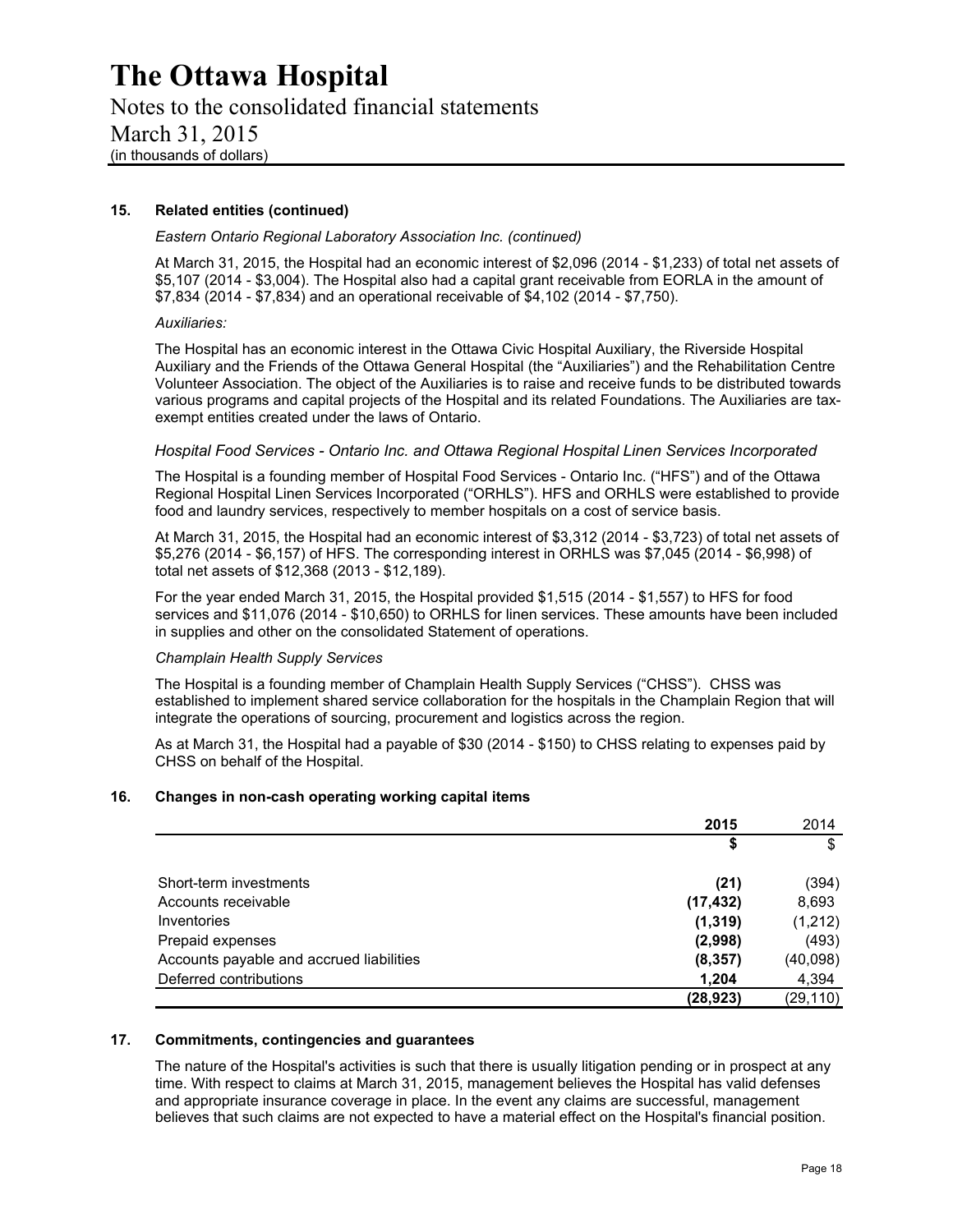## 15. Related entities (continued)

*Eastern Ontario Regional Laboratory Association Inc. (continued)*

At March 31, 2015, the Hospital had an economic interest of $2,096 (2014 - $1,233) of total net assets of $5,107 (2014 - $3,004). The Hospital also had a capital grant receivable from EORLA in the amount of $7,834 (2014 - $7,834) and an operational receivable of $4,102 (2014 - $7,750).

*Auxiliaries:*

The Hospital has an economic interest in the Ottawa Civic Hospital Auxiliary, the Riverside Hospital Auxiliary and the Friends of the Ottawa General Hospital (the "Auxiliaries") and the Rehabilitation Centre Volunteer Association. The object of the Auxiliaries is to raise and receive funds to be distributed towards various programs and capital projects of the Hospital and its related Foundations. The Auxiliaries are tax-exempt entities created under the laws of Ontario.

*Hospital Food Services - Ontario Inc. and Ottawa Regional Hospital Linen Services Incorporated*

The Hospital is a founding member of Hospital Food Services - Ontario Inc. ("HFS") and of the Ottawa Regional Hospital Linen Services Incorporated ("ORHLS"). HFS and ORHLS were established to provide food and laundry services, respectively to member hospitals on a cost of service basis.

At March 31, 2015, the Hospital had an economic interest of $3,312 (2014 - $3,723) of total net assets of $5,276 (2014 - $6,157) of HFS. The corresponding interest in ORHLS was $7,045 (2014 - $6,998) of total net assets of $12,368 (2013 - $12,189).

For the year ended March 31, 2015, the Hospital provided $1,515 (2014 - $1,557) to HFS for food services and $11,076 (2014 - $10,650) to ORHLS for linen services. These amounts have been included in supplies and other on the consolidated Statement of operations.

*Champlain Health Supply Services*

The Hospital is a founding member of Champlain Health Supply Services ("CHSS"). CHSS was established to implement shared service collaboration for the hospitals in the Champlain Region that will integrate the operations of sourcing, procurement and logistics across the region.

As at March 31, the Hospital had a payable of $30 (2014 - $150) to CHSS relating to expenses paid by CHSS on behalf of the Hospital.

## 16. Changes in non-cash operating working capital items

| | **2015** | 2014 |
|---|---|---|
| | **$** | $ |
| Short-term investments | **(21)** | (394) |
| Accounts receivable | **(17,432)** | 8,693 |
| Inventories | **(1,319)** | (1,212) |
| Prepaid expenses | **(2,998)** | (493) |
| Accounts payable and accrued liabilities | **(8,357)** | (40,098) |
| Deferred contributions | **1,204** | 4,394 |
| | **(28,923)** | (29,110) |

## 17. Commitments, contingencies and guarantees

The nature of the Hospital's activities is such that there is usually litigation pending or in prospect at any time. With respect to claims at March 31, 2015, management believes the Hospital has valid defenses and appropriate insurance coverage in place. In the event any claims are successful, management believes that such claims are not expected to have a material effect on the Hospital's financial position.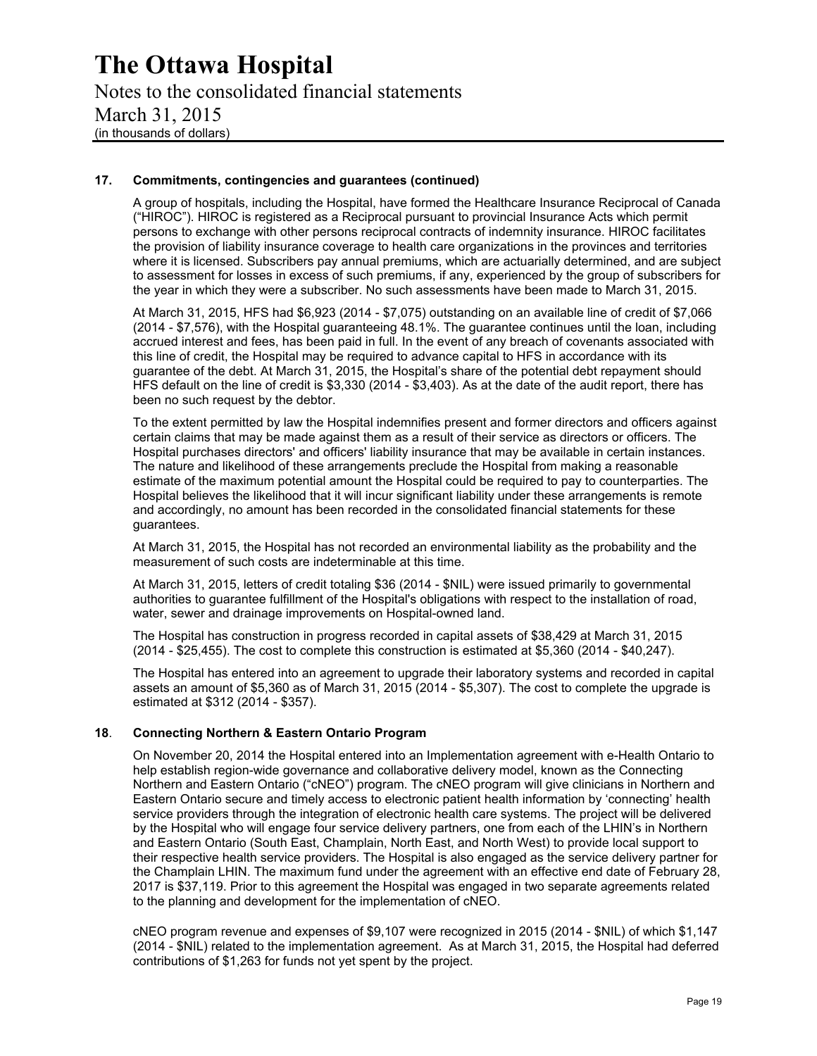## 17. Commitments, contingencies and guarantees (continued)

A group of hospitals, including the Hospital, have formed the Healthcare Insurance Reciprocal of Canada ("HIROC"). HIROC is registered as a Reciprocal pursuant to provincial Insurance Acts which permit persons to exchange with other persons reciprocal contracts of indemnity insurance. HIROC facilitates the provision of liability insurance coverage to health care organizations in the provinces and territories where it is licensed. Subscribers pay annual premiums, which are actuarially determined, and are subject to assessment for losses in excess of such premiums, if any, experienced by the group of subscribers for the year in which they were a subscriber. No such assessments have been made to March 31, 2015.

At March 31, 2015, HFS had $6,923 (2014 - $7,075) outstanding on an available line of credit of $7,066 (2014 - $7,576), with the Hospital guaranteeing 48.1%. The guarantee continues until the loan, including accrued interest and fees, has been paid in full. In the event of any breach of covenants associated with this line of credit, the Hospital may be required to advance capital to HFS in accordance with its guarantee of the debt. At March 31, 2015, the Hospital's share of the potential debt repayment should HFS default on the line of credit is $3,330 (2014 - $3,403). As at the date of the audit report, there has been no such request by the debtor.

To the extent permitted by law the Hospital indemnifies present and former directors and officers against certain claims that may be made against them as a result of their service as directors or officers. The Hospital purchases directors' and officers' liability insurance that may be available in certain instances. The nature and likelihood of these arrangements preclude the Hospital from making a reasonable estimate of the maximum potential amount the Hospital could be required to pay to counterparties. The Hospital believes the likelihood that it will incur significant liability under these arrangements is remote and accordingly, no amount has been recorded in the consolidated financial statements for these guarantees.

At March 31, 2015, the Hospital has not recorded an environmental liability as the probability and the measurement of such costs are indeterminable at this time.

At March 31, 2015, letters of credit totaling $36 (2014 - $NIL) were issued primarily to governmental authorities to guarantee fulfillment of the Hospital's obligations with respect to the installation of road, water, sewer and drainage improvements on Hospital-owned land.

The Hospital has construction in progress recorded in capital assets of $38,429 at March 31, 2015 (2014 - $25,455). The cost to complete this construction is estimated at $5,360 (2014 - $40,247).

The Hospital has entered into an agreement to upgrade their laboratory systems and recorded in capital assets an amount of $5,360 as of March 31, 2015 (2014 - $5,307). The cost to complete the upgrade is estimated at $312 (2014 - $357).

## 18. Connecting Northern & Eastern Ontario Program

On November 20, 2014 the Hospital entered into an Implementation agreement with e-Health Ontario to help establish region-wide governance and collaborative delivery model, known as the Connecting Northern and Eastern Ontario ("cNEO") program. The cNEO program will give clinicians in Northern and Eastern Ontario secure and timely access to electronic patient health information by 'connecting' health service providers through the integration of electronic health care systems. The project will be delivered by the Hospital who will engage four service delivery partners, one from each of the LHIN's in Northern and Eastern Ontario (South East, Champlain, North East, and North West) to provide local support to their respective health service providers. The Hospital is also engaged as the service delivery partner for the Champlain LHIN. The maximum fund under the agreement with an effective end date of February 28, 2017 is $37,119. Prior to this agreement the Hospital was engaged in two separate agreements related to the planning and development for the implementation of cNEO.

cNEO program revenue and expenses of $9,107 were recognized in 2015 (2014 - $NIL) of which $1,147 (2014 - $NIL) related to the implementation agreement. As at March 31, 2015, the Hospital had deferred contributions of $1,263 for funds not yet spent by the project.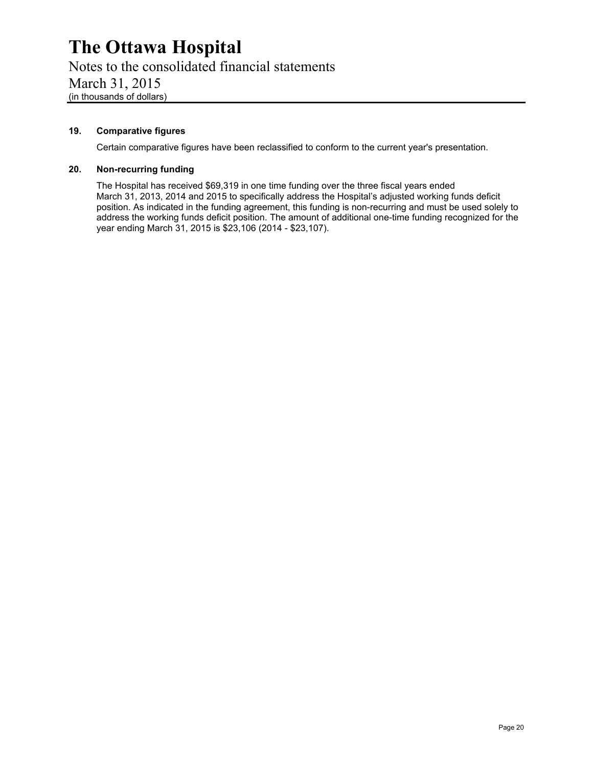# The Ottawa Hospital

Notes to the consolidated financial statements

March 31, 2015

(in thousands of dollars)

**19. Comparative figures**

Certain comparative figures have been reclassified to conform to the current year's presentation.

**20. Non-recurring funding**

The Hospital has received $69,319 in one time funding over the three fiscal years ended March 31, 2013, 2014 and 2015 to specifically address the Hospital's adjusted working funds deficit position. As indicated in the funding agreement, this funding is non-recurring and must be used solely to address the working funds deficit position. The amount of additional one-time funding recognized for the year ending March 31, 2015 is $23,106 (2014 - $23,107).